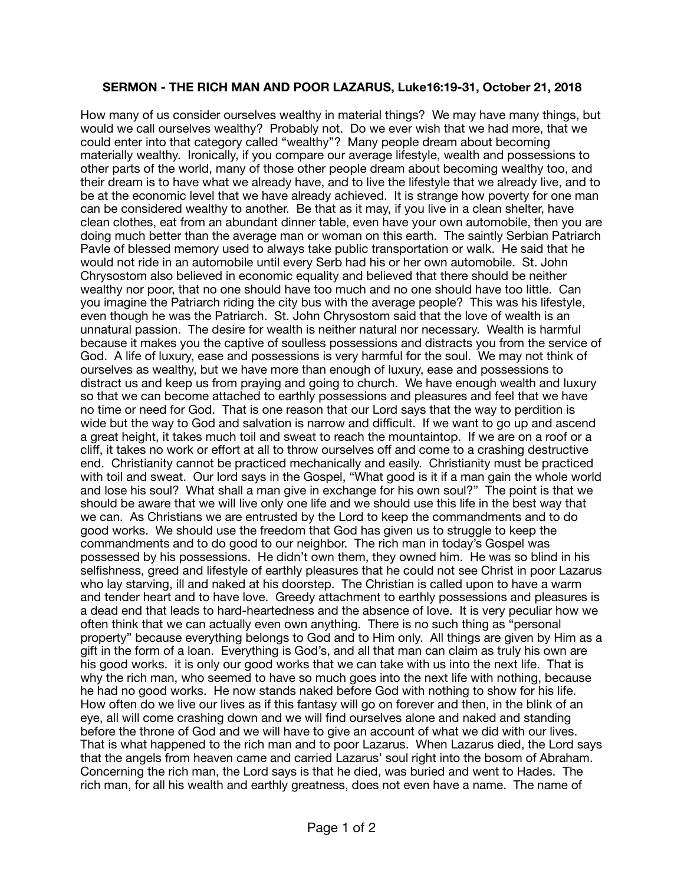**SERMON - THE RICH MAN AND POOR LAZARUS, Luke16:19-31, October 21, 2018**

How many of us consider ourselves wealthy in material things? We may have many things, but would we call ourselves wealthy? Probably not. Do we ever wish that we had more, that we could enter into that category called "wealthy"? Many people dream about becoming materially wealthy. Ironically, if you compare our average lifestyle, wealth and possessions to other parts of the world, many of those other people dream about becoming wealthy too, and their dream is to have what we already have, and to live the lifestyle that we already live, and to be at the economic level that we have already achieved. It is strange how poverty for one man can be considered wealthy to another. Be that as it may, if you live in a clean shelter, have clean clothes, eat from an abundant dinner table, even have your own automobile, then you are doing much better than the average man or woman on this earth. The saintly Serbian Patriarch Pavle of blessed memory used to always take public transportation or walk. He said that he would not ride in an automobile until every Serb had his or her own automobile. St. John Chrysostom also believed in economic equality and believed that there should be neither wealthy nor poor, that no one should have too much and no one should have too little. Can you imagine the Patriarch riding the city bus with the average people? This was his lifestyle, even though he was the Patriarch. St. John Chrysostom said that the love of wealth is an unnatural passion. The desire for wealth is neither natural nor necessary. Wealth is harmful because it makes you the captive of soulless possessions and distracts you from the service of God. A life of luxury, ease and possessions is very harmful for the soul. We may not think of ourselves as wealthy, but we have more than enough of luxury, ease and possessions to distract us and keep us from praying and going to church. We have enough wealth and luxury so that we can become attached to earthly possessions and pleasures and feel that we have no time or need for God. That is one reason that our Lord says that the way to perdition is wide but the way to God and salvation is narrow and difficult. If we want to go up and ascend a great height, it takes much toil and sweat to reach the mountaintop. If we are on a roof or a cliff, it takes no work or effort at all to throw ourselves off and come to a crashing destructive end. Christianity cannot be practiced mechanically and easily. Christianity must be practiced with toil and sweat. Our lord says in the Gospel, "What good is it if a man gain the whole world and lose his soul? What shall a man give in exchange for his own soul?" The point is that we should be aware that we will live only one life and we should use this life in the best way that we can. As Christians we are entrusted by the Lord to keep the commandments and to do good works. We should use the freedom that God has given us to struggle to keep the commandments and to do good to our neighbor. The rich man in today's Gospel was possessed by his possessions. He didn't own them, they owned him. He was so blind in his selfishness, greed and lifestyle of earthly pleasures that he could not see Christ in poor Lazarus who lay starving, ill and naked at his doorstep. The Christian is called upon to have a warm and tender heart and to have love. Greedy attachment to earthly possessions and pleasures is a dead end that leads to hard-heartedness and the absence of love. It is very peculiar how we often think that we can actually even own anything. There is no such thing as "personal property" because everything belongs to God and to Him only. All things are given by Him as a gift in the form of a loan. Everything is God's, and all that man can claim as truly his own are his good works. it is only our good works that we can take with us into the next life. That is why the rich man, who seemed to have so much goes into the next life with nothing, because he had no good works. He now stands naked before God with nothing to show for his life. How often do we live our lives as if this fantasy will go on forever and then, in the blink of an eye, all will come crashing down and we will find ourselves alone and naked and standing before the throne of God and we will have to give an account of what we did with our lives. That is what happened to the rich man and to poor Lazarus. When Lazarus died, the Lord says that the angels from heaven came and carried Lazarus' soul right into the bosom of Abraham. Concerning the rich man, the Lord says is that he died, was buried and went to Hades. The rich man, for all his wealth and earthly greatness, does not even have a name. The name of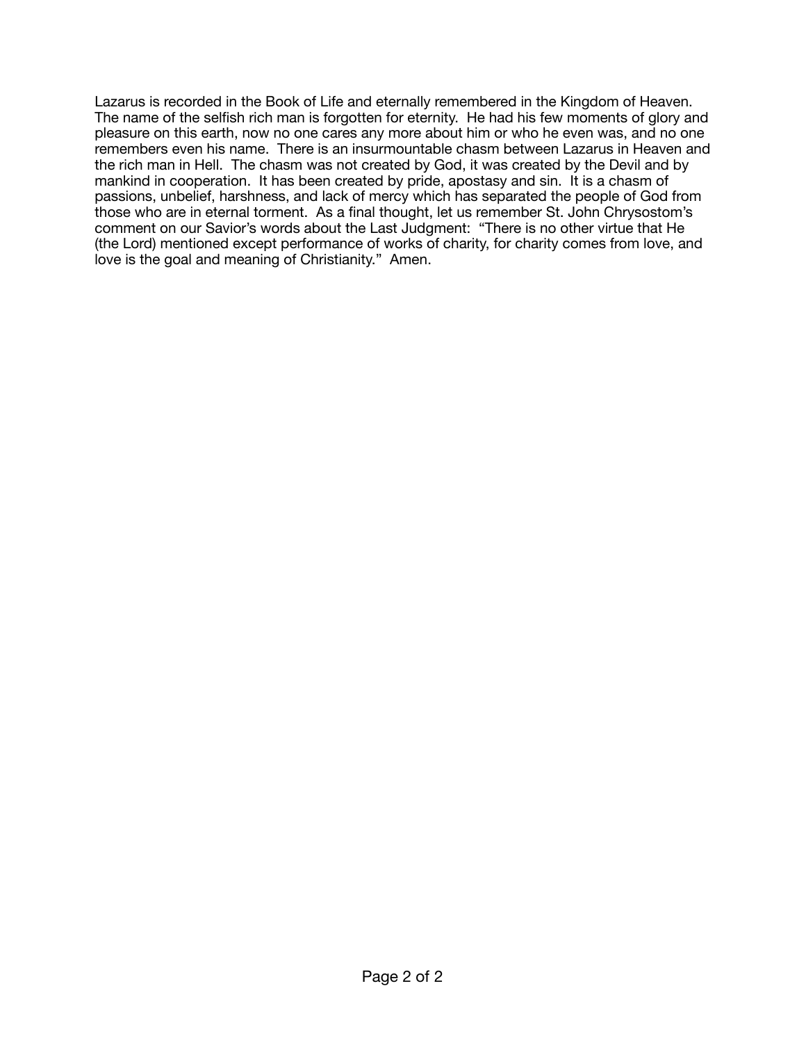Lazarus is recorded in the Book of Life and eternally remembered in the Kingdom of Heaven. The name of the selfish rich man is forgotten for eternity. He had his few moments of glory and pleasure on this earth, now no one cares any more about him or who he even was, and no one remembers even his name. There is an insurmountable chasm between Lazarus in Heaven and the rich man in Hell. The chasm was not created by God, it was created by the Devil and by mankind in cooperation. It has been created by pride, apostasy and sin. It is a chasm of passions, unbelief, harshness, and lack of mercy which has separated the people of God from those who are in eternal torment. As a final thought, let us remember St. John Chrysostom's comment on our Savior's words about the Last Judgment: "There is no other virtue that He (the Lord) mentioned except performance of works of charity, for charity comes from love, and love is the goal and meaning of Christianity." Amen.